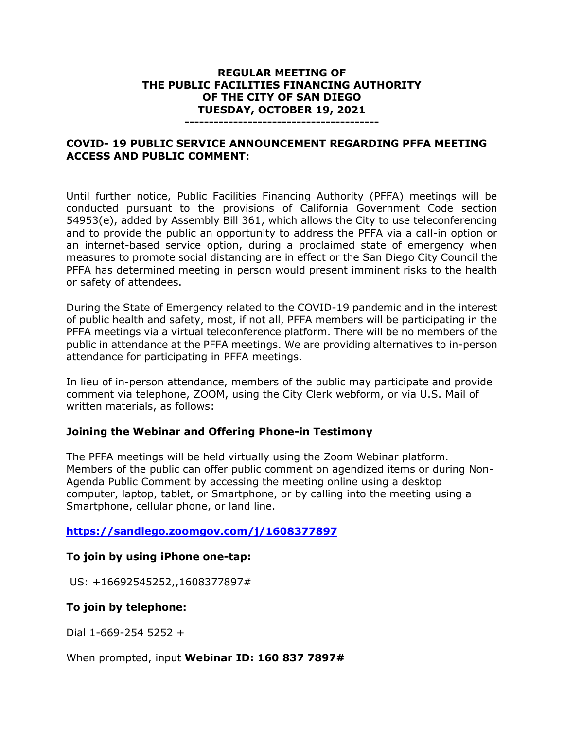**REGULAR MEETING OF**
**THE PUBLIC FACILITIES FINANCING AUTHORITY**
**OF THE CITY OF SAN DIEGO**
**TUESDAY, OCTOBER 19, 2021**

---

**COVID- 19 PUBLIC SERVICE ANNOUNCEMENT REGARDING PFFA MEETING ACCESS AND PUBLIC COMMENT:**

Until further notice, Public Facilities Financing Authority (PFFA) meetings will be conducted pursuant to the provisions of California Government Code section 54953(e), added by Assembly Bill 361, which allows the City to use teleconferencing and to provide the public an opportunity to address the PFFA via a call-in option or an internet-based service option, during a proclaimed state of emergency when measures to promote social distancing are in effect or the San Diego City Council the PFFA has determined meeting in person would present imminent risks to the health or safety of attendees.

During the State of Emergency related to the COVID-19 pandemic and in the interest of public health and safety, most, if not all, PFFA members will be participating in the PFFA meetings via a virtual teleconference platform. There will be no members of the public in attendance at the PFFA meetings. We are providing alternatives to in-person attendance for participating in PFFA meetings.

In lieu of in-person attendance, members of the public may participate and provide comment via telephone, ZOOM, using the City Clerk webform, or via U.S. Mail of written materials, as follows:

**Joining the Webinar and Offering Phone-in Testimony**

The PFFA meetings will be held virtually using the Zoom Webinar platform. Members of the public can offer public comment on agendized items or during Non-Agenda Public Comment by accessing the meeting online using a desktop computer, laptop, tablet, or Smartphone, or by calling into the meeting using a Smartphone, cellular phone, or land line.

**https://sandiego.zoomgov.com/j/1608377897**

**To join by using iPhone one-tap:**

US: +16692545252,,1608377897#

**To join by telephone:**

Dial 1-669-254 5252 +

When prompted, input **Webinar ID: 160 837 7897#**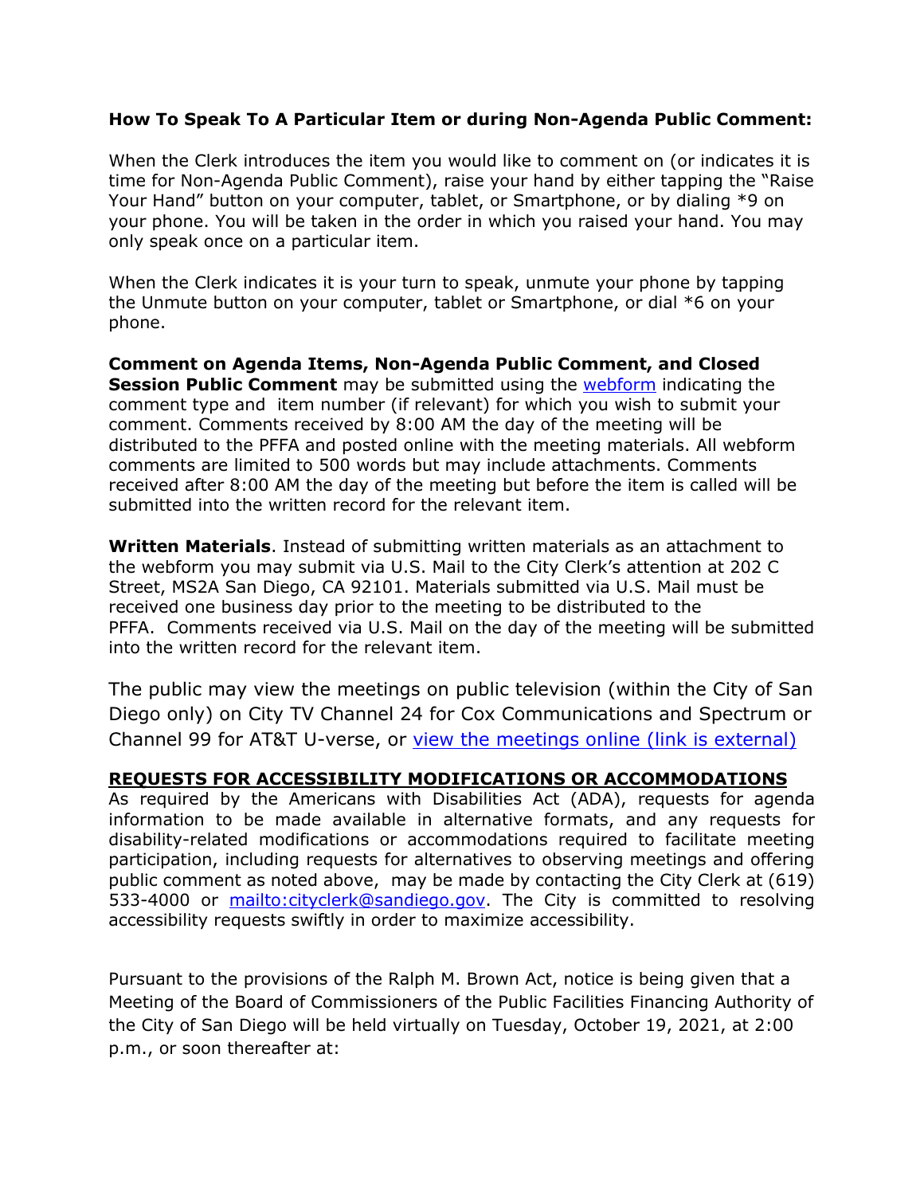**How To Speak To A Particular Item or during Non-Agenda Public Comment:**

When the Clerk introduces the item you would like to comment on (or indicates it is time for Non-Agenda Public Comment), raise your hand by either tapping the "Raise Your Hand" button on your computer, tablet, or Smartphone, or by dialing *9 on your phone. You will be taken in the order in which you raised your hand. You may only speak once on a particular item.

When the Clerk indicates it is your turn to speak, unmute your phone by tapping the Unmute button on your computer, tablet or Smartphone, or dial *6 on your phone.

**Comment on Agenda Items, Non-Agenda Public Comment, and Closed Session Public Comment** may be submitted using the webform indicating the comment type and item number (if relevant) for which you wish to submit your comment. Comments received by 8:00 AM the day of the meeting will be distributed to the PFFA and posted online with the meeting materials. All webform comments are limited to 500 words but may include attachments. Comments received after 8:00 AM the day of the meeting but before the item is called will be submitted into the written record for the relevant item.

**Written Materials**. Instead of submitting written materials as an attachment to the webform you may submit via U.S. Mail to the City Clerk's attention at 202 C Street, MS2A San Diego, CA 92101. Materials submitted via U.S. Mail must be received one business day prior to the meeting to be distributed to the PFFA. Comments received via U.S. Mail on the day of the meeting will be submitted into the written record for the relevant item.

The public may view the meetings on public television (within the City of San Diego only) on City TV Channel 24 for Cox Communications and Spectrum or Channel 99 for AT&T U-verse, or view the meetings online (link is external)

**REQUESTS FOR ACCESSIBILITY MODIFICATIONS OR ACCOMMODATIONS**

As required by the Americans with Disabilities Act (ADA), requests for agenda information to be made available in alternative formats, and any requests for disability-related modifications or accommodations required to facilitate meeting participation, including requests for alternatives to observing meetings and offering public comment as noted above, may be made by contacting the City Clerk at (619) 533-4000 or mailto:cityclerk@sandiego.gov. The City is committed to resolving accessibility requests swiftly in order to maximize accessibility.

Pursuant to the provisions of the Ralph M. Brown Act, notice is being given that a Meeting of the Board of Commissioners of the Public Facilities Financing Authority of the City of San Diego will be held virtually on Tuesday, October 19, 2021, at 2:00 p.m., or soon thereafter at: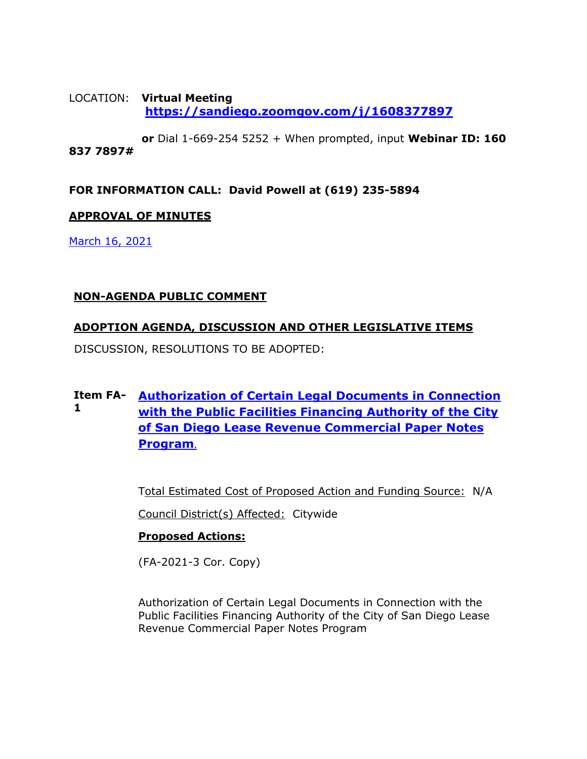LOCATION: **Virtual Meeting**
**https://sandiego.zoomgov.com/j/1608377897**

**or** Dial 1-669-254 5252 + When prompted, input **Webinar ID: 160 837 7897#**

**FOR INFORMATION CALL: David Powell at (619) 235-5894**

**APPROVAL OF MINUTES**

March 16, 2021

**NON-AGENDA PUBLIC COMMENT**

**ADOPTION AGENDA, DISCUSSION AND OTHER LEGISLATIVE ITEMS**

DISCUSSION, RESOLUTIONS TO BE ADOPTED:

**Item FA-1** **Authorization of Certain Legal Documents in Connection with the Public Facilities Financing Authority of the City of San Diego Lease Revenue Commercial Paper Notes Program.**

Total Estimated Cost of Proposed Action and Funding Source: N/A

Council District(s) Affected: Citywide

**Proposed Actions:**

(FA-2021-3 Cor. Copy)

Authorization of Certain Legal Documents in Connection with the Public Facilities Financing Authority of the City of San Diego Lease Revenue Commercial Paper Notes Program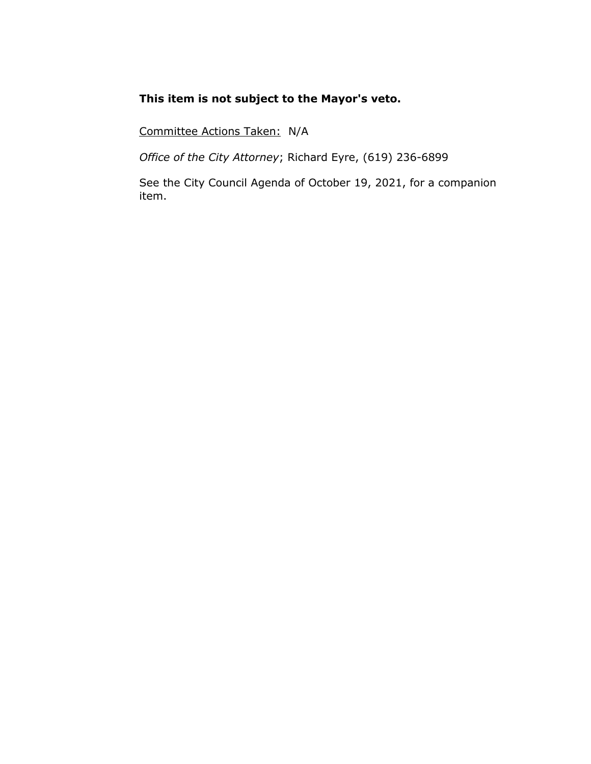**This item is not subject to the Mayor's veto.**

Committee Actions Taken: N/A

*Office of the City Attorney*; Richard Eyre, (619) 236-6899

See the City Council Agenda of October 19, 2021, for a companion item.